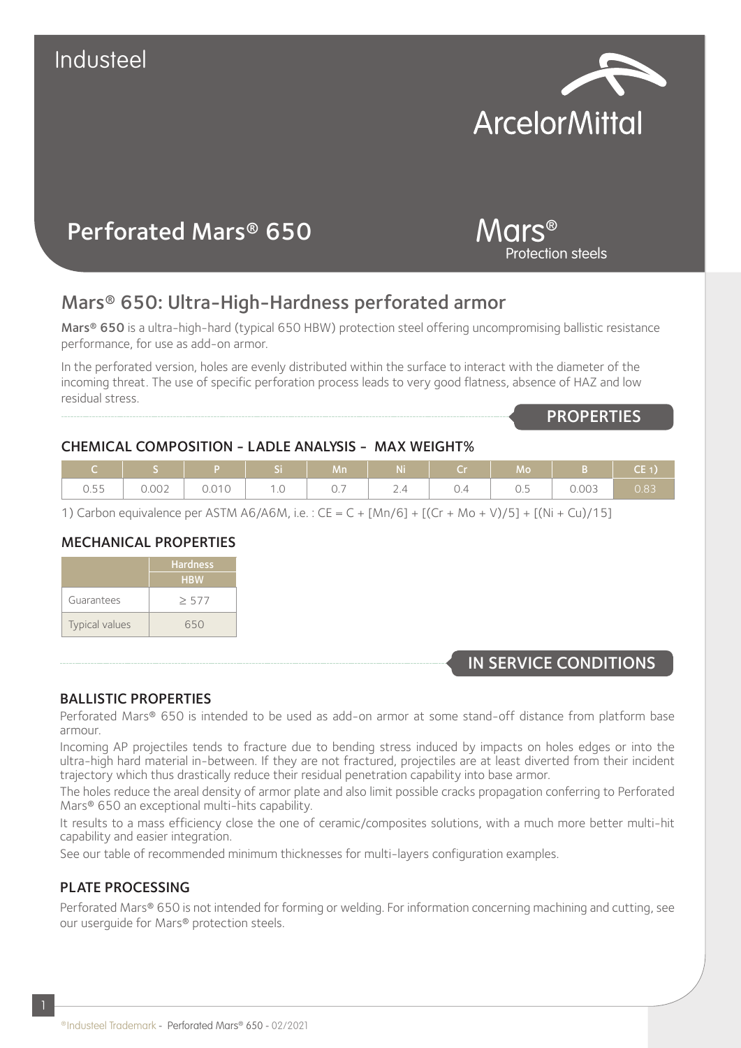Industeel

ArcelorMittal

# Perforated Mars® 650

Mars®
Protection steels

## Mars® 650: Ultra-High-Hardness perforated armor

**Mars® 650** is a ultra-high-hard (typical 650 HBW) protection steel offering uncompromising ballistic resistance performance, for use as add-on armor.

In the perforated version, holes are evenly distributed within the surface to interact with the diameter of the incoming threat. The use of specific perforation process leads to very good flatness, absence of HAZ and low residual stress.

## PROPERTIES

### CHEMICAL COMPOSITION - LADLE ANALYSIS - MAX WEIGHT%

| C | S | P | Si | Mn | Ni | Cr | Mo | B | CE 1) |
|---|---|---|---|---|---|---|---|---|---|
| 0.55 | 0.002 | 0.010 | 1.0 | 0.7 | 2.4 | 0.4 | 0.5 | 0.003 | 0.83 |

1) Carbon equivalence per ASTM A6/A6M, i.e. : CE = C + [Mn/6] + [(Cr + Mo + V)/5] + [(Ni + Cu)/15]

### MECHANICAL PROPERTIES

| | Hardness |
|---|---|
| | HBW |
| Guarantees | ≥ 577 |
| Typical values | 650 |

## IN SERVICE CONDITIONS

### BALLISTIC PROPERTIES

Perforated Mars® 650 is intended to be used as add-on armor at some stand-off distance from platform base armour.

Incoming AP projectiles tends to fracture due to bending stress induced by impacts on holes edges or into the ultra-high hard material in-between. If they are not fractured, projectiles are at least diverted from their incident trajectory which thus drastically reduce their residual penetration capability into base armor.

The holes reduce the areal density of armor plate and also limit possible cracks propagation conferring to Perforated Mars® 650 an exceptional multi-hits capability.

It results to a mass efficiency close the one of ceramic/composites solutions, with a much more better multi-hit capability and easier integration.

See our table of recommended minimum thicknesses for multi-layers configuration examples.

### PLATE PROCESSING

Perforated Mars® 650 is not intended for forming or welding. For information concerning machining and cutting, see our userguide for Mars® protection steels.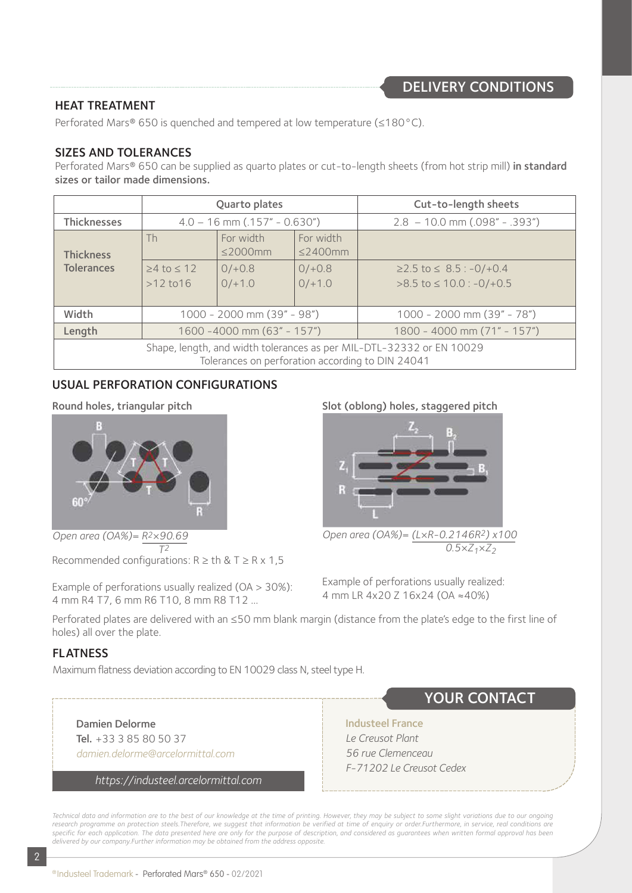## DELIVERY CONDITIONS

### HEAT TREATMENT

Perforated Mars® 650 is quenched and tempered at low temperature (≤180°C).

### SIZES AND TOLERANCES

Perforated Mars® 650 can be supplied as quarto plates or cut-to-length sheets (from hot strip mill) **in standard sizes or tailor made dimensions.**

| | Quarto plates | | | Cut-to-length sheets |
|---|---|---|---|---|
| Thicknesses | 4.0 – 16 mm (.157" - 0.630") | | | 2.8 – 10.0 mm (.098" - .393") |
| Thickness Tolerances | Th | For width ≤2000mm | For width ≤2400mm | |
| | ≥4 to ≤ 12<br>>12 to16 | 0/+0.8<br>0/+1.0 | 0/+0.8<br>0/+1.0 | ≥2.5 to ≤ 8.5 : -0/+0.4<br>>8.5 to ≤ 10.0 : -0/+0.5 |
| Width | 1000 - 2000 mm (39" - 98") | | | 1000 - 2000 mm (39" - 78") |
| Length | 1600 -4000 mm (63" - 157") | | | 1800 - 4000 mm (71" - 157") |
| Shape, length, and width tolerances as per MIL-DTL-32332 or EN 10029<br>Tolerances on perforation according to DIN 24041 | | | | |

### USUAL PERFORATION CONFIGURATIONS

**Round holes, triangular pitch**

B
T
T
T
60°
R

*Open area (OA%)=* $\frac{R^2 \times 90.69}{T^2}$

Recommended configurations: R ≥ th & T ≥ R x 1,5

Example of perforations usually realized (OA > 30%):
4 mm R4 T7, 6 mm R6 T10, 8 mm R8 T12 ...

**Slot (oblong) holes, staggered pitch**

$Z_2$
$B_2$
$Z_1$
$B_1$
R
L

*Open area (OA%)=* $\frac{(L \times R - 0.2146R^2) \times 100}{0.5 \times Z_1 \times Z_2}$

Example of perforations usually realized:
4 mm LR 4x20 Z 16x24 (OA ≈40%)

Perforated plates are delivered with an ≤50 mm blank margin (distance from the plate's edge to the first line of holes) all over the plate.

### FLATNESS

Maximum flatness deviation according to EN 10029 class N, steel type H.

## YOUR CONTACT

**Damien Delorme**
**Tel.** +33 3 85 80 50 37
*damien.delorme@arcelormittal.com*

*https://industeel.arcelormittal.com*

**Industeel France**
*Le Creusot Plant*
*56 rue Clemenceau*
*F-71202 Le Creusot Cedex*

*Technical data and information are to the best of our knowledge at the time of printing. However, they may be subject to some slight variations due to our ongoing research programme on protection steels.Therefore, we suggest that information be verified at time of enquiry or order.Furthermore, in service, real conditions are specific for each application. The data presented here are only for the purpose of description, and considered as guarantees when written formal approval has been delivered by our company.Further information may be obtained from the address opposite.*

®Industeel Trademark - Perforated Mars® 650 - 02/2021